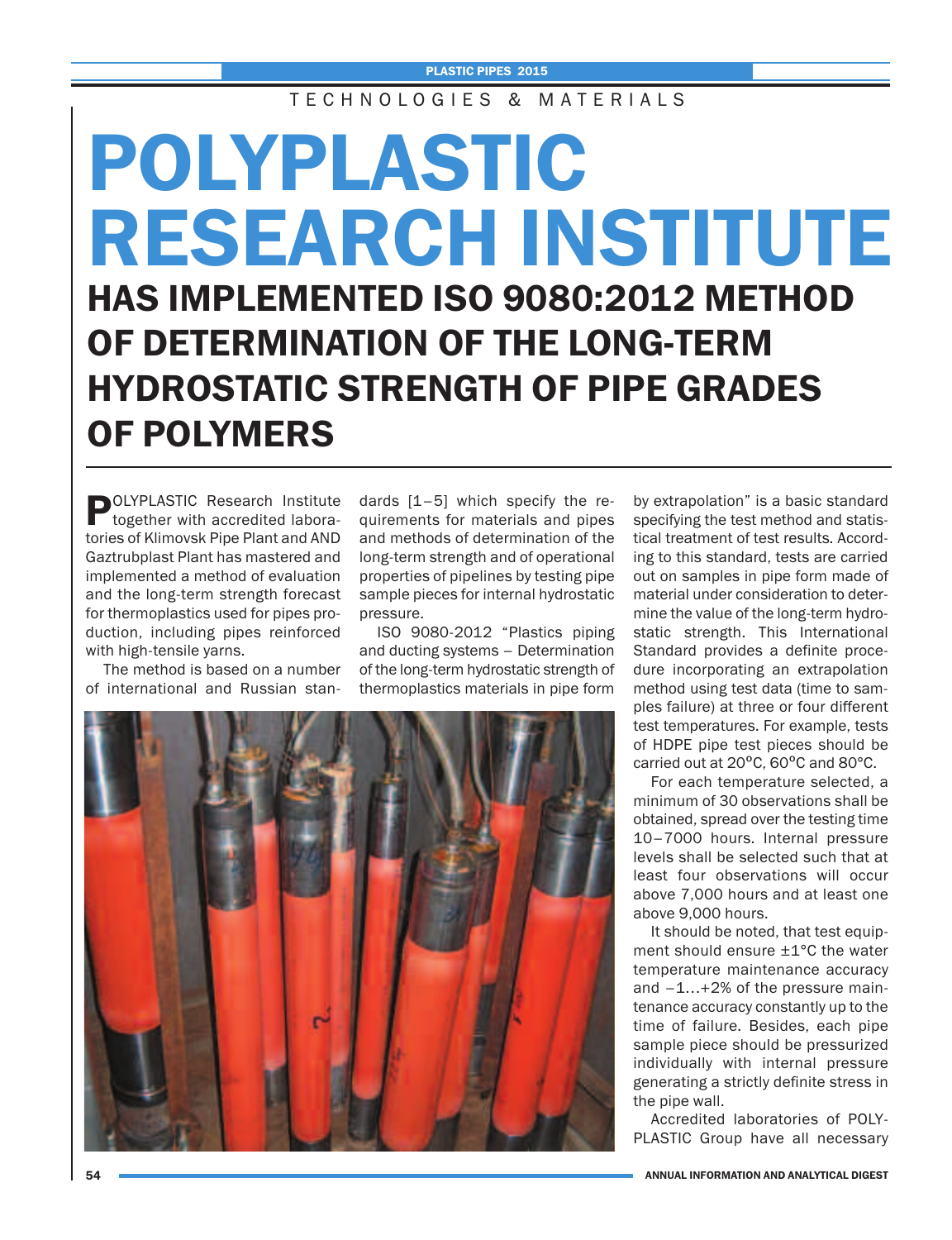TECHNOLOGIES & MATERIALS

# POLYPLASTIC RESEARCH INSTITUTE

## HAS IMPLEMENTED ISO 9080:2012 METHOD OF DETERMINATION OF THE LONG-TERM HYDROSTATIC STRENGTH OF PIPE GRADES OF POLYMERS

POLYPLASTIC Research Institute together with accredited laboratories of Klimovsk Pipe Plant and AND Gaztrubplast Plant has mastered and implemented a method of evaluation and the long-term strength forecast for thermoplastics used for pipes production, including pipes reinforced with high-tensile yarns.

The method is based on a number of international and Russian standards [1–5] which specify the requirements for materials and pipes and methods of determination of the long-term strength and of operational properties of pipelines by testing pipe sample pieces for internal hydrostatic pressure.

ISO 9080-2012 "Plastics piping and ducting systems – Determination of the long-term hydrostatic strength of thermoplastics materials in pipe form by extrapolation" is a basic standard specifying the test method and statistical treatment of test results. According to this standard, tests are carried out on samples in pipe form made of material under consideration to determine the value of the long-term hydrostatic strength. This International Standard provides a definite procedure incorporating an extrapolation method using test data (time to samples failure) at three or four different test temperatures. For example, tests of HDPE pipe test pieces should be carried out at 20°C, 60°C and 80°C.

For each temperature selected, a minimum of 30 observations shall be obtained, spread over the testing time 10–7000 hours. Internal pressure levels shall be selected such that at least four observations will occur above 7,000 hours and at least one above 9,000 hours.

It should be noted, that test equipment should ensure ±1°C the water temperature maintenance accuracy and −1...+2% of the pressure maintenance accuracy constantly up to the time of failure. Besides, each pipe sample piece should be pressurized individually with internal pressure generating a strictly definite stress in the pipe wall.

Accredited laboratories of POLYPLASTIC Group have all necessary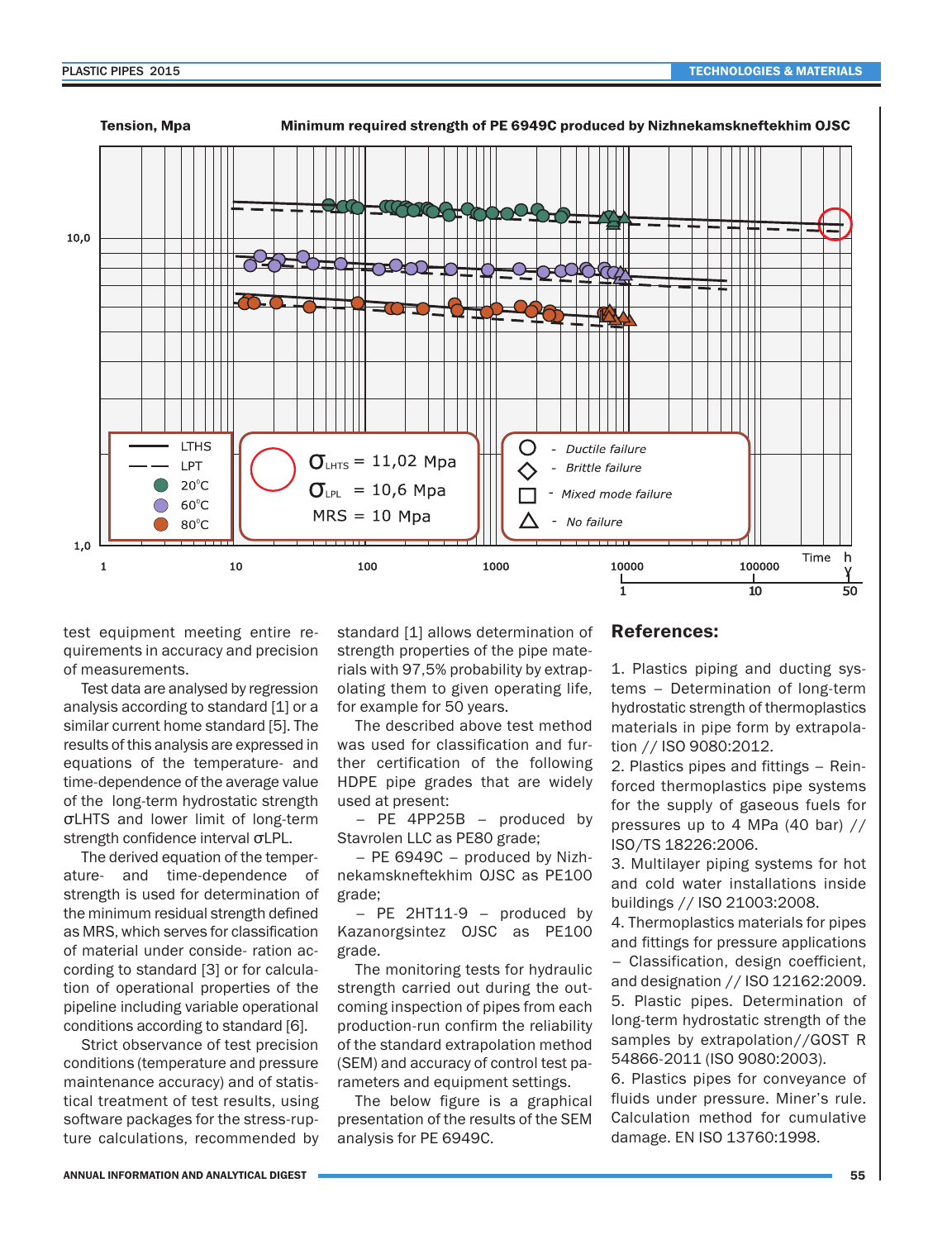Tension, Mpa

Minimum required strength of PE 6949C produced by Nizhnekamskneftekhim OJSC

10,0

1,0

1 10 100 1000 10000 100000 Time h

1 10 50 y

LTHS

LPT

20°C

60°C

80°C

$\sigma_{LHTS}$ = 11,02 Mpa

$\sigma_{LPL}$ = 10,6 Mpa

MRS = 10 Mpa

- Ductile failure
- Brittle failure
- Mixed mode failure
- No failure

test equipment meeting entire requirements in accuracy and precision of measurements.

Test data are analysed by regression analysis according to standard [1] or a similar current home standard [5]. The results of this analysis are expressed in equations of the temperature- and time-dependence of the average value of the long-term hydrostatic strength σLHTS and lower limit of long-term strength confidence interval σLPL.

The derived equation of the temperature- and time-dependence of strength is used for determination of the minimum residual strength defined as MRS, which serves for classification of material under conside- ration according to standard [3] or for calculation of operational properties of the pipeline including variable operational conditions according to standard [6].

Strict observance of test precision conditions (temperature and pressure maintenance accuracy) and of statistical treatment of test results, using software packages for the stress-rupture calculations, recommended by standard [1] allows determination of strength properties of the pipe materials with 97,5% probability by extrapolating them to given operating life, for example for 50 years.

The described above test method was used for classification and further certification of the following HDPE pipe grades that are widely used at present:

– PE 4PP25B – produced by Stavrolen LLC as PE80 grade;

– PE 6949C – produced by Nizhnekamskneftekhim OJSC as PE100 grade;

– PE 2HT11-9 – produced by Kazanorgsintez OJSC as PE100 grade.

The monitoring tests for hydraulic strength carried out during the outcoming inspection of pipes from each production-run confirm the reliability of the standard extrapolation method (SEM) and accuracy of control test parameters and equipment settings.

The below figure is a graphical presentation of the results of the SEM analysis for PE 6949C.

## References:

1. Plastics piping and ducting systems – Determination of long-term hydrostatic strength of thermoplastics materials in pipe form by extrapolation // ISO 9080:2012.
2. Plastics pipes and fittings – Reinforced thermoplastics pipe systems for the supply of gaseous fuels for pressures up to 4 MPa (40 bar) // ISO/TS 18226:2006.
3. Multilayer piping systems for hot and cold water installations inside buildings // ISO 21003:2008.
4. Thermoplastics materials for pipes and fittings for pressure applications – Classification, design coefficient, and designation // ISO 12162:2009.
5. Plastic pipes. Determination of long-term hydrostatic strength of the samples by extrapolation//GOST R 54866-2011 (ISO 9080:2003).
6. Plastics pipes for conveyance of fluids under pressure. Miner's rule. Calculation method for cumulative damage. EN ISO 13760:1998.